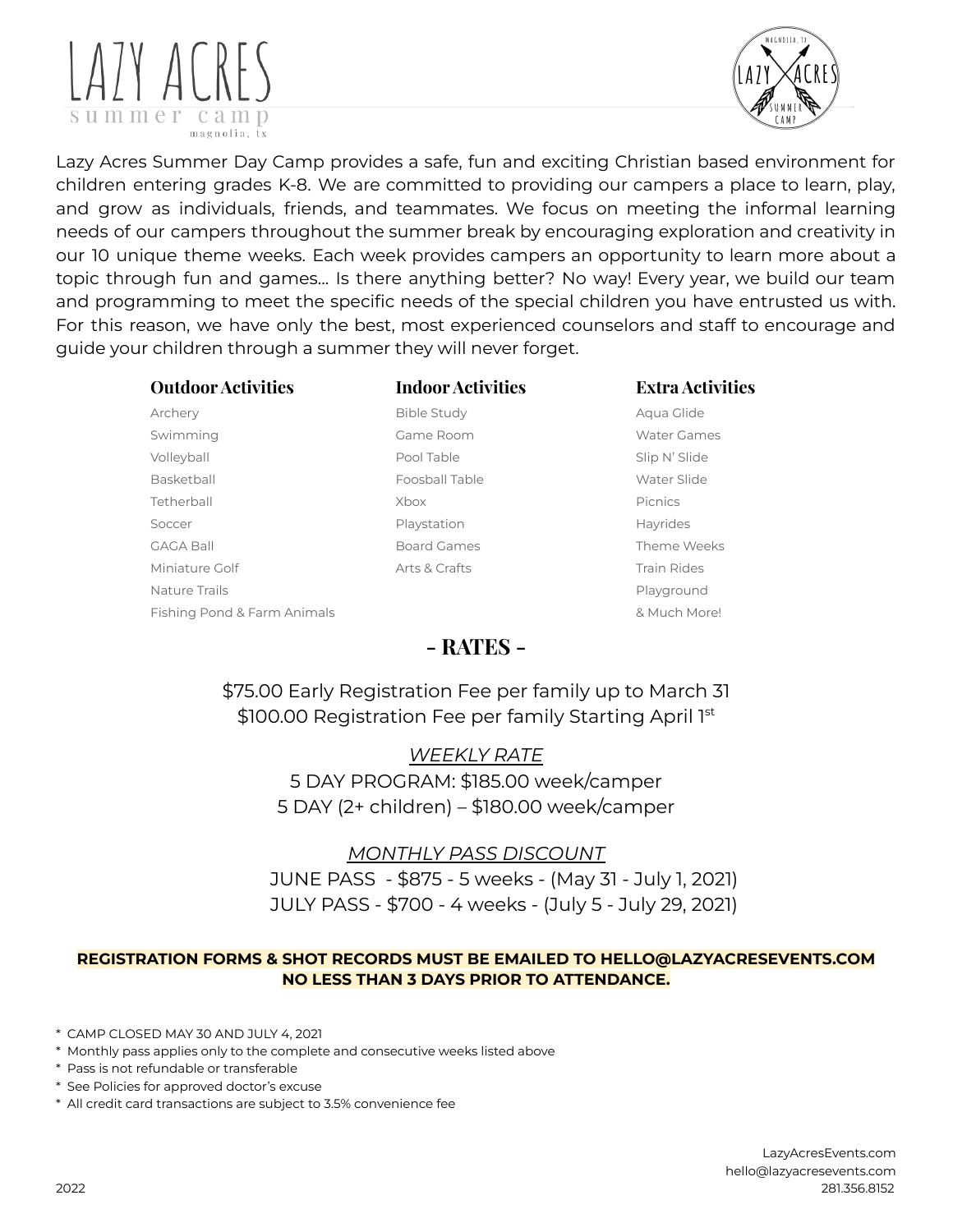# LAZY ACRES

summer camp

magnolia, tx

Lazy Acres Summer Day Camp provides a safe, fun and exciting Christian based environment for children entering grades K-8. We are committed to providing our campers a place to learn, play, and grow as individuals, friends, and teammates. We focus on meeting the informal learning needs of our campers throughout the summer break by encouraging exploration and creativity in our 10 unique theme weeks. Each week provides campers an opportunity to learn more about a topic through fun and games… Is there anything better? No way! Every year, we build our team and programming to meet the specific needs of the special children you have entrusted us with. For this reason, we have only the best, most experienced counselors and staff to encourage and guide your children through a summer they will never forget.

| Outdoor Activities | Indoor Activities | Extra Activities |
|---|---|---|
| Archery | Bible Study | Aqua Glide |
| Swimming | Game Room | Water Games |
| Volleyball | Pool Table | Slip N' Slide |
| Basketball | Foosball Table | Water Slide |
| Tetherball | Xbox | Picnics |
| Soccer | Playstation | Hayrides |
| GAGA Ball | Board Games | Theme Weeks |
| Miniature Golf | Arts & Crafts | Train Rides |
| Nature Trails | | Playground |
| Fishing Pond & Farm Animals | | & Much More! |

## - RATES -

$75.00 Early Registration Fee per family up to March 31

$100.00 Registration Fee per family Starting April 1st

*WEEKLY RATE*

5 DAY PROGRAM: $185.00 week/camper

5 DAY (2+ children) – $180.00 week/camper

*MONTHLY PASS DISCOUNT*

JUNE PASS - $875 - 5 weeks - (May 31 - July 1, 2021)

JULY PASS - $700 - 4 weeks - (July 5 - July 29, 2021)

**REGISTRATION FORMS & SHOT RECORDS MUST BE EMAILED TO HELLO@LAZYACRESEVENTS.COM NO LESS THAN 3 DAYS PRIOR TO ATTENDANCE.**

* CAMP CLOSED MAY 30 AND JULY 4, 2021
* Monthly pass applies only to the complete and consecutive weeks listed above
* Pass is not refundable or transferable
* See Policies for approved doctor's excuse
* All credit card transactions are subject to 3.5% convenience fee

LazyAcresEvents.com
hello@lazyacresevents.com
281.356.8152

2022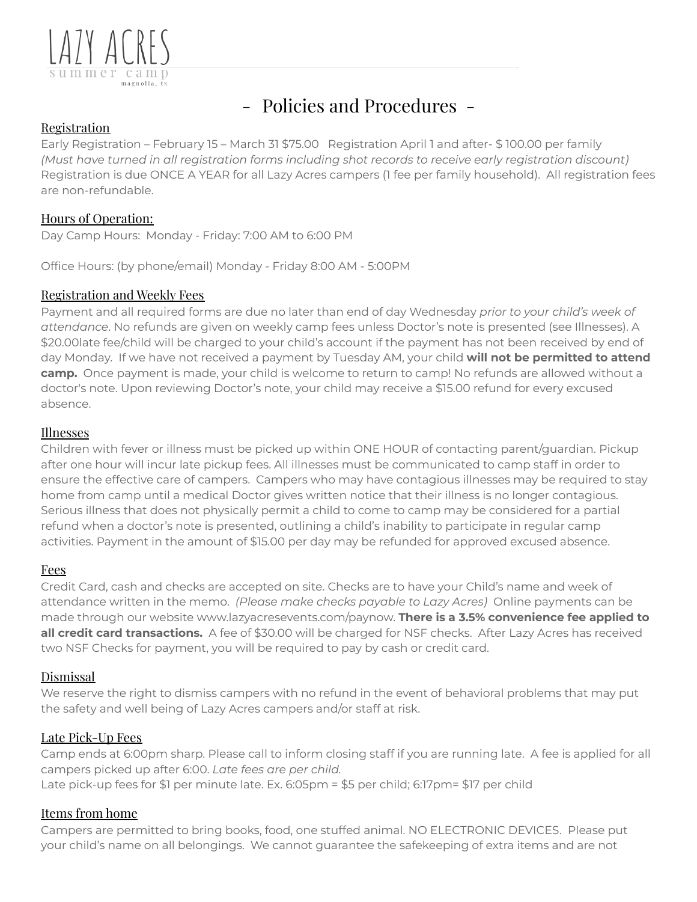LAZY ACRES
summer camp
magnolia, tx

# - Policies and Procedures -

## Registration

Early Registration – February 15 – March 31 $75.00   Registration April 1 and after- $ 100.00 per family
*(Must have turned in all registration forms including shot records to receive early registration discount)*
Registration is due ONCE A YEAR for all Lazy Acres campers (1 fee per family household). All registration fees are non-refundable.

## Hours of Operation:

Day Camp Hours: Monday - Friday: 7:00 AM to 6:00 PM

Office Hours: (by phone/email) Monday - Friday 8:00 AM - 5:00PM

## Registration and Weekly Fees

Payment and all required forms are due no later than end of day Wednesday *prior to your child's week of attendance*. No refunds are given on weekly camp fees unless Doctor's note is presented (see Illnesses). A $20.00late fee/child will be charged to your child's account if the payment has not been received by end of day Monday. If we have not received a payment by Tuesday AM, your child **will not be permitted to attend camp.** Once payment is made, your child is welcome to return to camp! No refunds are allowed without a doctor's note. Upon reviewing Doctor's note, your child may receive a $15.00 refund for every excused absence.

## Illnesses

Children with fever or illness must be picked up within ONE HOUR of contacting parent/guardian. Pickup after one hour will incur late pickup fees. All illnesses must be communicated to camp staff in order to ensure the effective care of campers. Campers who may have contagious illnesses may be required to stay home from camp until a medical Doctor gives written notice that their illness is no longer contagious. Serious illness that does not physically permit a child to come to camp may be considered for a partial refund when a doctor's note is presented, outlining a child's inability to participate in regular camp activities. Payment in the amount of $15.00 per day may be refunded for approved excused absence.

## Fees

Credit Card, cash and checks are accepted on site. Checks are to have your Child's name and week of attendance written in the memo. *(Please make checks payable to Lazy Acres)* Online payments can be made through our website www.lazyacresevents.com/paynow. **There is a 3.5% convenience fee applied to all credit card transactions.** A fee of $30.00 will be charged for NSF checks. After Lazy Acres has received two NSF Checks for payment, you will be required to pay by cash or credit card.

## Dismissal

We reserve the right to dismiss campers with no refund in the event of behavioral problems that may put the safety and well being of Lazy Acres campers and/or staff at risk.

## Late Pick-Up Fees

Camp ends at 6:00pm sharp. Please call to inform closing staff if you are running late. A fee is applied for all campers picked up after 6:00. *Late fees are per child.*
Late pick-up fees for $1 per minute late. Ex. 6:05pm = $5 per child; 6:17pm= $17 per child

## Items from home

Campers are permitted to bring books, food, one stuffed animal. NO ELECTRONIC DEVICES. Please put your child's name on all belongings. We cannot guarantee the safekeeping of extra items and are not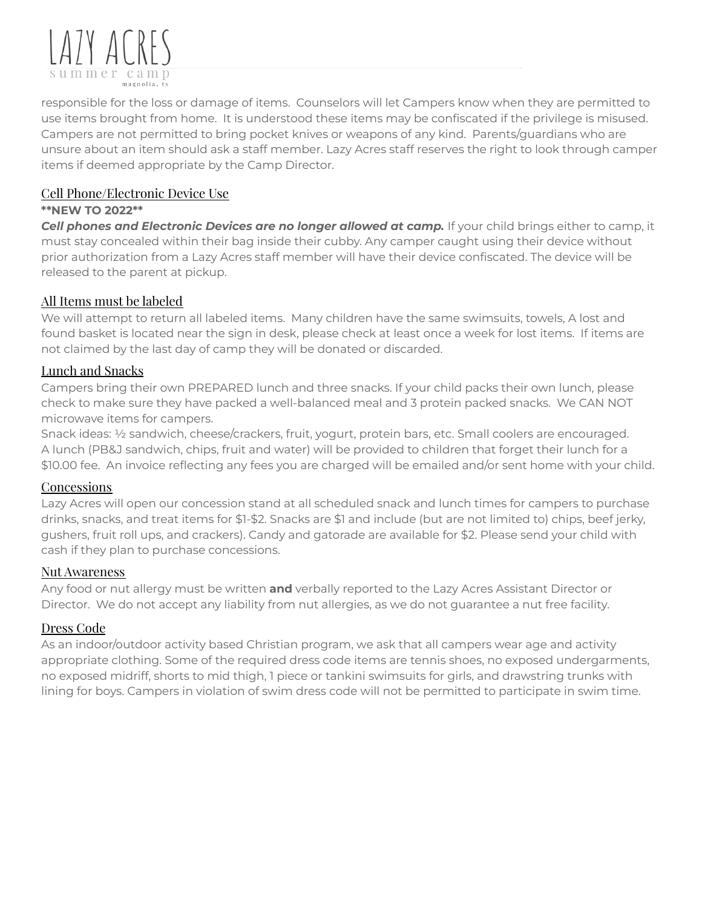responsible for the loss or damage of items. Counselors will let Campers know when they are permitted to use items brought from home. It is understood these items may be confiscated if the privilege is misused. Campers are not permitted to bring pocket knives or weapons of any kind. Parents/guardians who are unsure about an item should ask a staff member. Lazy Acres staff reserves the right to look through camper items if deemed appropriate by the Camp Director.

## Cell Phone/Electronic Device Use

****NEW TO 2022****

***Cell phones and Electronic Devices are no longer allowed at camp.*** If your child brings either to camp, it must stay concealed within their bag inside their cubby. Any camper caught using their device without prior authorization from a Lazy Acres staff member will have their device confiscated. The device will be released to the parent at pickup.

## All Items must be labeled

We will attempt to return all labeled items. Many children have the same swimsuits, towels, A lost and found basket is located near the sign in desk, please check at least once a week for lost items. If items are not claimed by the last day of camp they will be donated or discarded.

## Lunch and Snacks

Campers bring their own PREPARED lunch and three snacks. If your child packs their own lunch, please check to make sure they have packed a well-balanced meal and 3 protein packed snacks. We CAN NOT microwave items for campers.

Snack ideas: ½ sandwich, cheese/crackers, fruit, yogurt, protein bars, etc. Small coolers are encouraged. A lunch (PB&J sandwich, chips, fruit and water) will be provided to children that forget their lunch for a $10.00 fee. An invoice reflecting any fees you are charged will be emailed and/or sent home with your child.

## Concessions

Lazy Acres will open our concession stand at all scheduled snack and lunch times for campers to purchase drinks, snacks, and treat items for $1-$2. Snacks are $1 and include (but are not limited to) chips, beef jerky, gushers, fruit roll ups, and crackers). Candy and gatorade are available for $2. Please send your child with cash if they plan to purchase concessions.

## Nut Awareness

Any food or nut allergy must be written **and** verbally reported to the Lazy Acres Assistant Director or Director. We do not accept any liability from nut allergies, as we do not guarantee a nut free facility.

## Dress Code

As an indoor/outdoor activity based Christian program, we ask that all campers wear age and activity appropriate clothing. Some of the required dress code items are tennis shoes, no exposed undergarments, no exposed midriff, shorts to mid thigh, 1 piece or tankini swimsuits for girls, and drawstring trunks with lining for boys. Campers in violation of swim dress code will not be permitted to participate in swim time.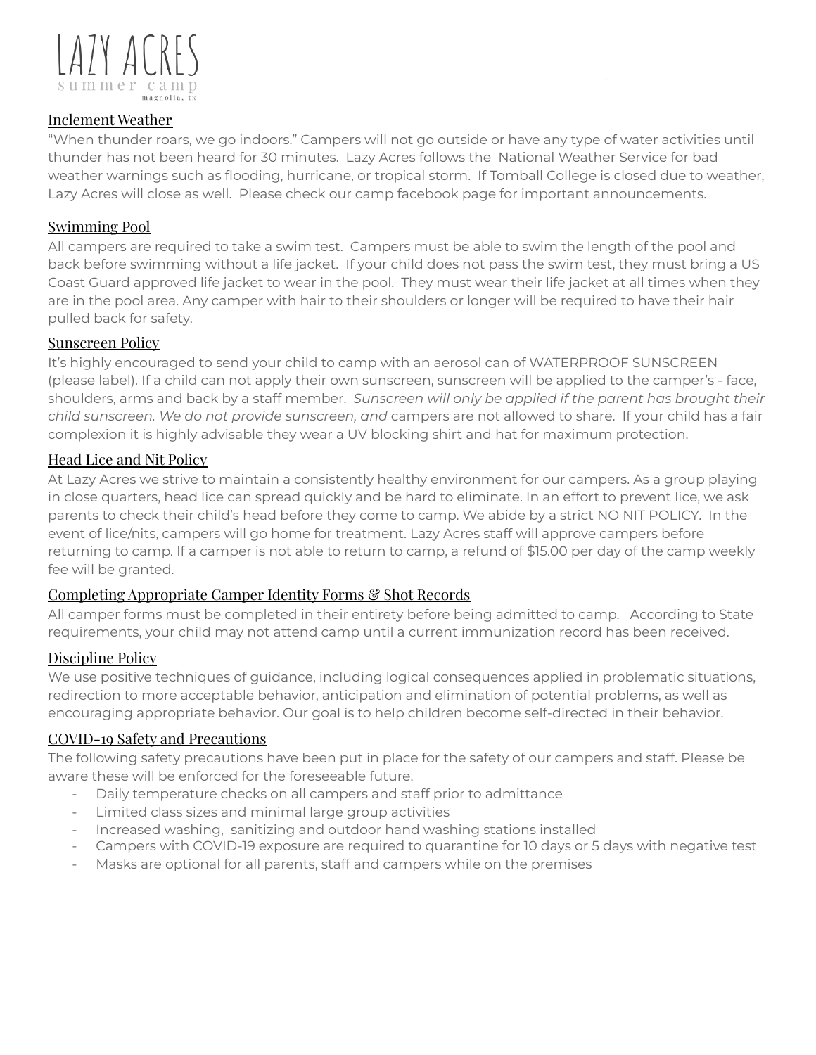## Inclement Weather

"When thunder roars, we go indoors." Campers will not go outside or have any type of water activities until thunder has not been heard for 30 minutes. Lazy Acres follows the National Weather Service for bad weather warnings such as flooding, hurricane, or tropical storm. If Tomball College is closed due to weather, Lazy Acres will close as well. Please check our camp facebook page for important announcements.

## Swimming Pool

All campers are required to take a swim test. Campers must be able to swim the length of the pool and back before swimming without a life jacket. If your child does not pass the swim test, they must bring a US Coast Guard approved life jacket to wear in the pool. They must wear their life jacket at all times when they are in the pool area. Any camper with hair to their shoulders or longer will be required to have their hair pulled back for safety.

## Sunscreen Policy

It's highly encouraged to send your child to camp with an aerosol can of WATERPROOF SUNSCREEN (please label). If a child can not apply their own sunscreen, sunscreen will be applied to the camper's - face, shoulders, arms and back by a staff member. *Sunscreen will only be applied if the parent has brought their child sunscreen. We do not provide sunscreen, and* campers are not allowed to share. If your child has a fair complexion it is highly advisable they wear a UV blocking shirt and hat for maximum protection.

## Head Lice and Nit Policy

At Lazy Acres we strive to maintain a consistently healthy environment for our campers. As a group playing in close quarters, head lice can spread quickly and be hard to eliminate. In an effort to prevent lice, we ask parents to check their child's head before they come to camp. We abide by a strict NO NIT POLICY. In the event of lice/nits, campers will go home for treatment. Lazy Acres staff will approve campers before returning to camp. If a camper is not able to return to camp, a refund of $15.00 per day of the camp weekly fee will be granted.

## Completing Appropriate Camper Identity Forms & Shot Records

All camper forms must be completed in their entirety before being admitted to camp. According to State requirements, your child may not attend camp until a current immunization record has been received.

## Discipline Policy

We use positive techniques of guidance, including logical consequences applied in problematic situations, redirection to more acceptable behavior, anticipation and elimination of potential problems, as well as encouraging appropriate behavior. Our goal is to help children become self-directed in their behavior.

## COVID-19 Safety and Precautions

The following safety precautions have been put in place for the safety of our campers and staff. Please be aware these will be enforced for the foreseeable future.

- Daily temperature checks on all campers and staff prior to admittance
- Limited class sizes and minimal large group activities
- Increased washing, sanitizing and outdoor hand washing stations installed
- Campers with COVID-19 exposure are required to quarantine for 10 days or 5 days with negative test
- Masks are optional for all parents, staff and campers while on the premises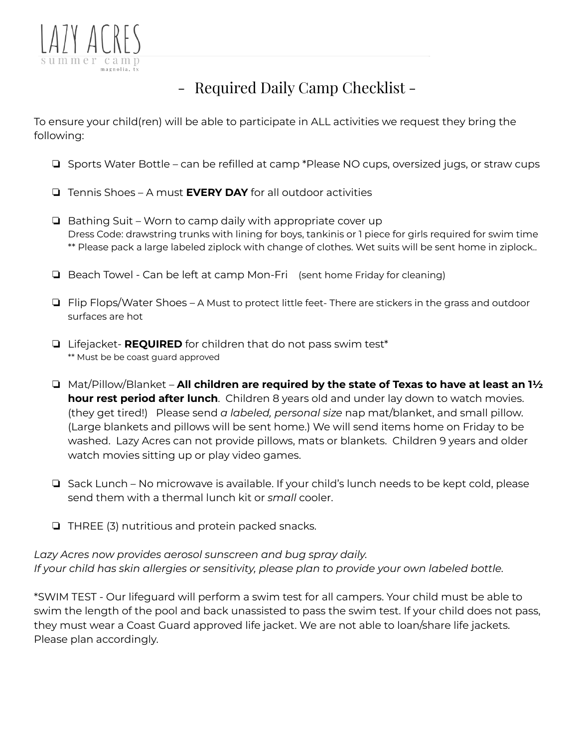LAZY ACRES
summer camp
magnolia, tx

## - Required Daily Camp Checklist -

To ensure your child(ren) will be able to participate in ALL activities we request they bring the following:

- ❏ Sports Water Bottle – can be refilled at camp *Please NO cups, oversized jugs, or straw cups

- ❏ Tennis Shoes – A must **EVERY DAY** for all outdoor activities

- ❏ Bathing Suit – Worn to camp daily with appropriate cover up
  Dress Code: drawstring trunks with lining for boys, tankinis or 1 piece for girls required for swim time
  ** Please pack a large labeled ziplock with change of clothes. Wet suits will be sent home in ziplock..

- ❏ Beach Towel - Can be left at camp Mon-Fri (sent home Friday for cleaning)

- ❏ Flip Flops/Water Shoes – A Must to protect little feet- There are stickers in the grass and outdoor surfaces are hot

- ❏ Lifejacket- **REQUIRED** for children that do not pass swim test*
  ** Must be be coast guard approved

- ❏ Mat/Pillow/Blanket – **All children are required by the state of Texas to have at least an 1½ hour rest period after lunch**. Children 8 years old and under lay down to watch movies. (they get tired!) Please send *a labeled, personal size* nap mat/blanket, and small pillow. (Large blankets and pillows will be sent home.) We will send items home on Friday to be washed. Lazy Acres can not provide pillows, mats or blankets. Children 9 years and older watch movies sitting up or play video games.

- ❏ Sack Lunch – No microwave is available. If your child's lunch needs to be kept cold, please send them with a thermal lunch kit or *small* cooler.

- ❏ THREE (3) nutritious and protein packed snacks.

*Lazy Acres now provides aerosol sunscreen and bug spray daily.*
*If your child has skin allergies or sensitivity, please plan to provide your own labeled bottle.*

*SWIM TEST - Our lifeguard will perform a swim test for all campers. Your child must be able to swim the length of the pool and back unassisted to pass the swim test. If your child does not pass, they must wear a Coast Guard approved life jacket. We are not able to loan/share life jackets. Please plan accordingly.